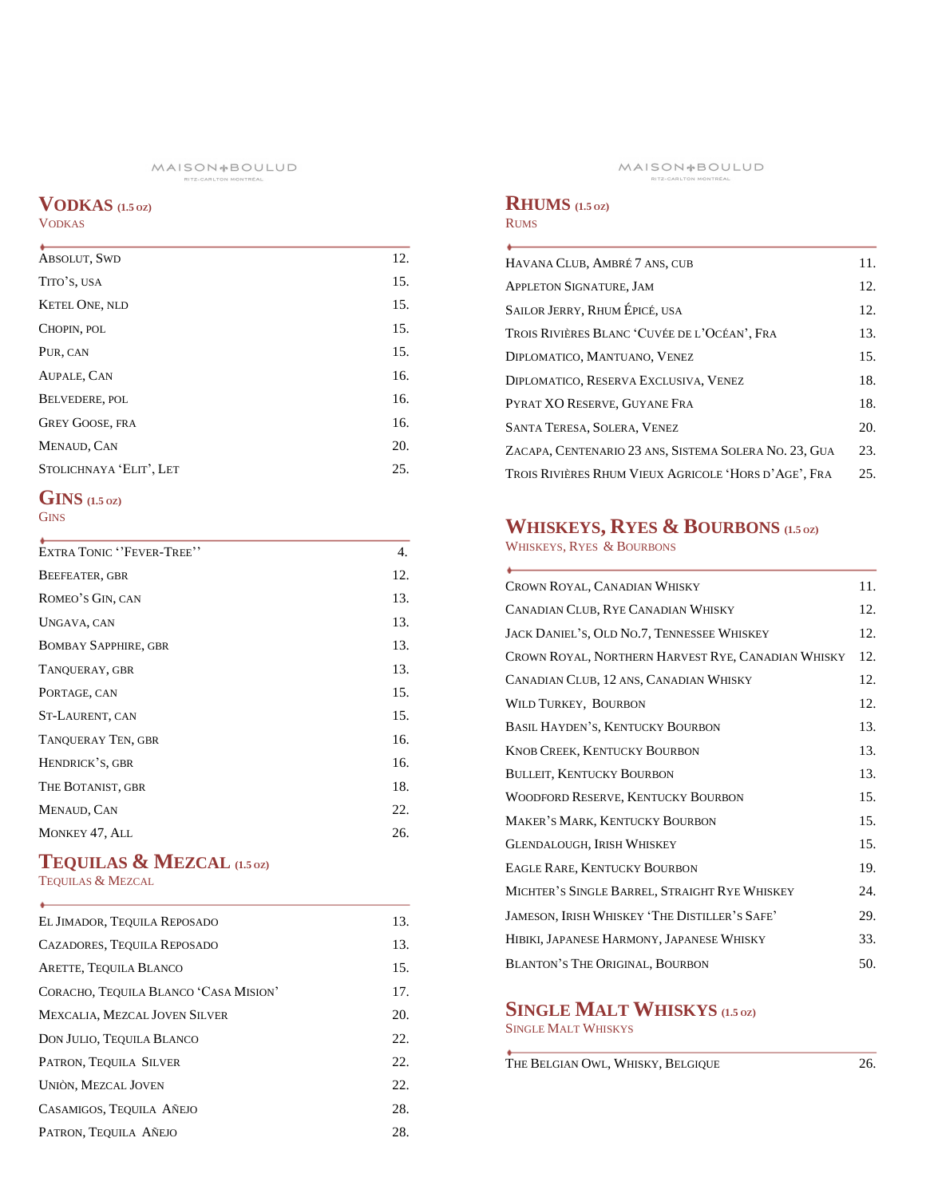MAISON BOULUD
RITZ-CARLTON MONTRÉAL

## VODKAS (1.5 oz)
VODKAS

| | |
|---|---|
| ABSOLUT, SWD | 12. |
| TITO'S, USA | 15. |
| KETEL ONE, NLD | 15. |
| CHOPIN, POL | 15. |
| PUR, CAN | 15. |
| AUPALE, CAN | 16. |
| BELVEDERE, POL | 16. |
| GREY GOOSE, FRA | 16. |
| MENAUD, CAN | 20. |
| STOLICHNAYA 'ELIT', LET | 25. |

## GINS (1.5 oz)
GINS

| | |
|---|---|
| EXTRA TONIC ''FEVER-TREE'' | 4. |
| BEEFEATER, GBR | 12. |
| ROMEO'S GIN, CAN | 13. |
| UNGAVA, CAN | 13. |
| BOMBAY SAPPHIRE, GBR | 13. |
| TANQUERAY, GBR | 13. |
| PORTAGE, CAN | 15. |
| ST-LAURENT, CAN | 15. |
| TANQUERAY TEN, GBR | 16. |
| HENDRICK'S, GBR | 16. |
| THE BOTANIST, GBR | 18. |
| MENAUD, CAN | 22. |
| MONKEY 47, ALL | 26. |

## TEQUILAS & MEZCAL (1.5 oz)
TEQUILAS & MEZCAL

| | |
|---|---|
| EL JIMADOR, TEQUILA REPOSADO | 13. |
| CAZADORES, TEQUILA REPOSADO | 13. |
| ARETTE, TEQUILA BLANCO | 15. |
| CORACHO, TEQUILA BLANCO 'CASA MISION' | 17. |
| MEXCALIA, MEZCAL JOVEN SILVER | 20. |
| DON JULIO, TEQUILA BLANCO | 22. |
| PATRON, TEQUILA SILVER | 22. |
| UNIÒN, MEZCAL JOVEN | 22. |
| CASAMIGOS, TEQUILA AÑEJO | 28. |
| PATRON, TEQUILA AÑEJO | 28. |

## RHUMS (1.5 oz)
RUMS

| | |
|---|---|
| HAVANA CLUB, AMBRÉ 7 ANS, CUB | 11. |
| APPLETON SIGNATURE, JAM | 12. |
| SAILOR JERRY, RHUM ÉPICÉ, USA | 12. |
| TROIS RIVIÈRES BLANC 'CUVÉE DE L'OCÉAN', FRA | 13. |
| DIPLOMATICO, MANTUANO, VENEZ | 15. |
| DIPLOMATICO, RESERVA EXCLUSIVA, VENEZ | 18. |
| PYRAT XO RESERVE, GUYANE FRA | 18. |
| SANTA TERESA, SOLERA, VENEZ | 20. |
| ZACAPA, CENTENARIO 23 ANS, SISTEMA SOLERA NO. 23, GUA | 23. |
| TROIS RIVIÈRES RHUM VIEUX AGRICOLE 'HORS D'AGE', FRA | 25. |

## WHISKEYS, RYES & BOURBONS (1.5 oz)
WHISKEYS, RYES & BOURBONS

| | |
|---|---|
| CROWN ROYAL, CANADIAN WHISKY | 11. |
| CANADIAN CLUB, RYE CANADIAN WHISKY | 12. |
| JACK DANIEL'S, OLD NO.7, TENNESSEE WHISKEY | 12. |
| CROWN ROYAL, NORTHERN HARVEST RYE, CANADIAN WHISKY | 12. |
| CANADIAN CLUB, 12 ANS, CANADIAN WHISKY | 12. |
| WILD TURKEY, BOURBON | 12. |
| BASIL HAYDEN'S, KENTUCKY BOURBON | 13. |
| KNOB CREEK, KENTUCKY BOURBON | 13. |
| BULLEIT, KENTUCKY BOURBON | 13. |
| WOODFORD RESERVE, KENTUCKY BOURBON | 15. |
| MAKER'S MARK, KENTUCKY BOURBON | 15. |
| GLENDALOUGH, IRISH WHISKEY | 15. |
| EAGLE RARE, KENTUCKY BOURBON | 19. |
| MICHTER'S SINGLE BARREL, STRAIGHT RYE WHISKEY | 24. |
| JAMESON, IRISH WHISKEY 'THE DISTILLER'S SAFE' | 29. |
| HIBIKI, JAPANESE HARMONY, JAPANESE WHISKY | 33. |
| BLANTON'S THE ORIGINAL, BOURBON | 50. |

## SINGLE MALT WHISKYS (1.5 oz)
SINGLE MALT WHISKYS

| | |
|---|---|
| THE BELGIAN OWL, WHISKY, BELGIQUE | 26. |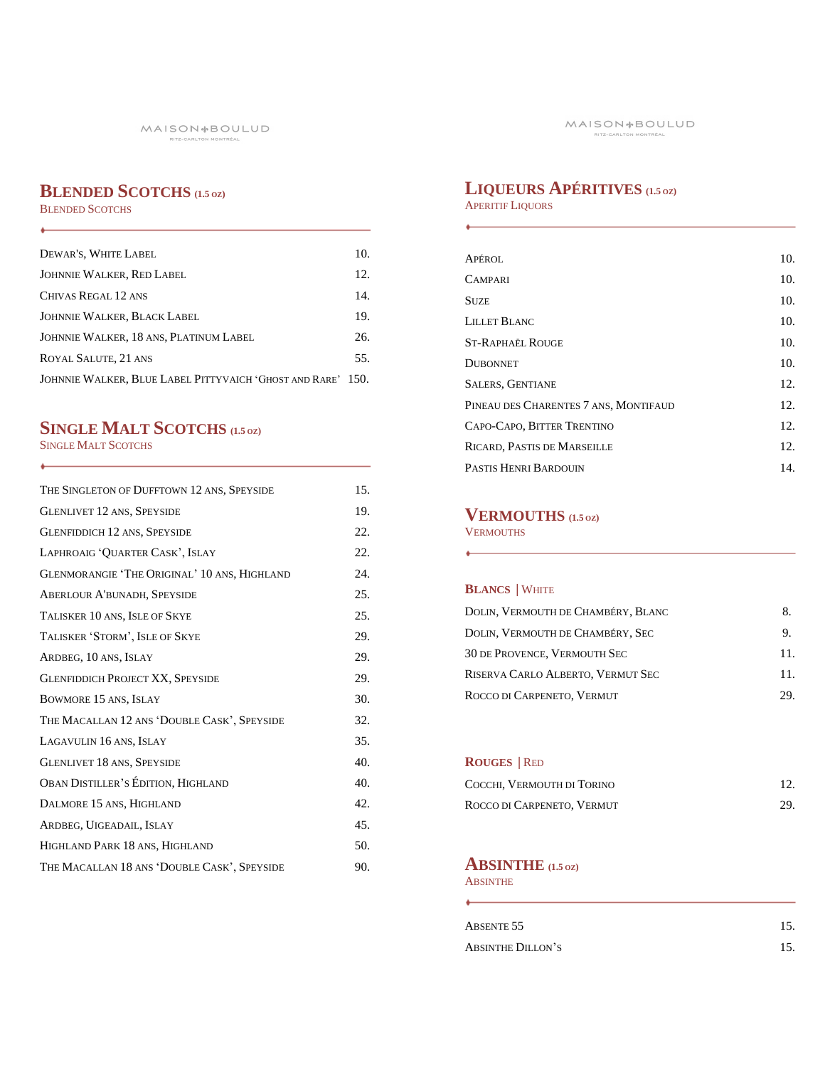## Blended Scotchs (1.5 oz)

Blended Scotchs

| | |
|---|---|
| Dewar's, White Label | 10. |
| Johnnie Walker, Red Label | 12. |
| Chivas Regal 12 ans | 14. |
| Johnnie Walker, Black Label | 19. |
| Johnnie Walker, 18 ans, Platinum Label | 26. |
| Royal Salute, 21 ans | 55. |
| Johnnie Walker, Blue Label Pittyvaich 'Ghost and Rare' | 150. |

## Single Malt Scotchs (1.5 oz)

Single Malt Scotchs

| | |
|---|---|
| The Singleton of Dufftown 12 ans, Speyside | 15. |
| Glenlivet 12 ans, Speyside | 19. |
| Glenfiddich 12 ans, Speyside | 22. |
| Laphroaig 'Quarter Cask', Islay | 22. |
| Glenmorangie 'The Original' 10 ans, Highland | 24. |
| Aberlour A'bunadh, Speyside | 25. |
| Talisker 10 ans, Isle of Skye | 25. |
| Talisker 'Storm', Isle of Skye | 29. |
| Ardbeg, 10 ans, Islay | 29. |
| Glenfiddich Project XX, Speyside | 29. |
| Bowmore 15 ans, Islay | 30. |
| The Macallan 12 ans 'Double Cask', Speyside | 32. |
| Lagavulin 16 ans, Islay | 35. |
| Glenlivet 18 ans, Speyside | 40. |
| Oban Distiller's Édition, Highland | 40. |
| Dalmore 15 ans, Highland | 42. |
| Ardbeg, Uigeadail, Islay | 45. |
| Highland Park 18 ans, Highland | 50. |
| The Macallan 18 ans 'Double Cask', Speyside | 90. |

## Liqueurs Apéritives (1.5 oz)

Aperitif Liquors

| | |
|---|---|
| Apérol | 10. |
| Campari | 10. |
| Suze | 10. |
| Lillet Blanc | 10. |
| St-Raphaël Rouge | 10. |
| Dubonnet | 10. |
| Salers, Gentiane | 12. |
| Pineau des Charentes 7 ans, Montifaud | 12. |
| Capo-Capo, Bitter Trentino | 12. |
| Ricard, Pastis de Marseille | 12. |
| Pastis Henri Bardouin | 14. |

## Vermouths (1.5 oz)

Vermouths

### Blancs | White

| | |
|---|---|
| Dolin, Vermouth de Chambéry, Blanc | 8. |
| Dolin, Vermouth de Chambéry, Sec | 9. |
| 30 de Provence, Vermouth Sec | 11. |
| Riserva Carlo Alberto, Vermut Sec | 11. |
| Rocco di Carpeneto, Vermut | 29. |

### Rouges | Red

| | |
|---|---|
| Cocchi, Vermouth di Torino | 12. |
| Rocco di Carpeneto, Vermut | 29. |

## Absinthe (1.5 oz)

Absinthe

| | |
|---|---|
| Absente 55 | 15. |
| Absinthe Dillon's | 15. |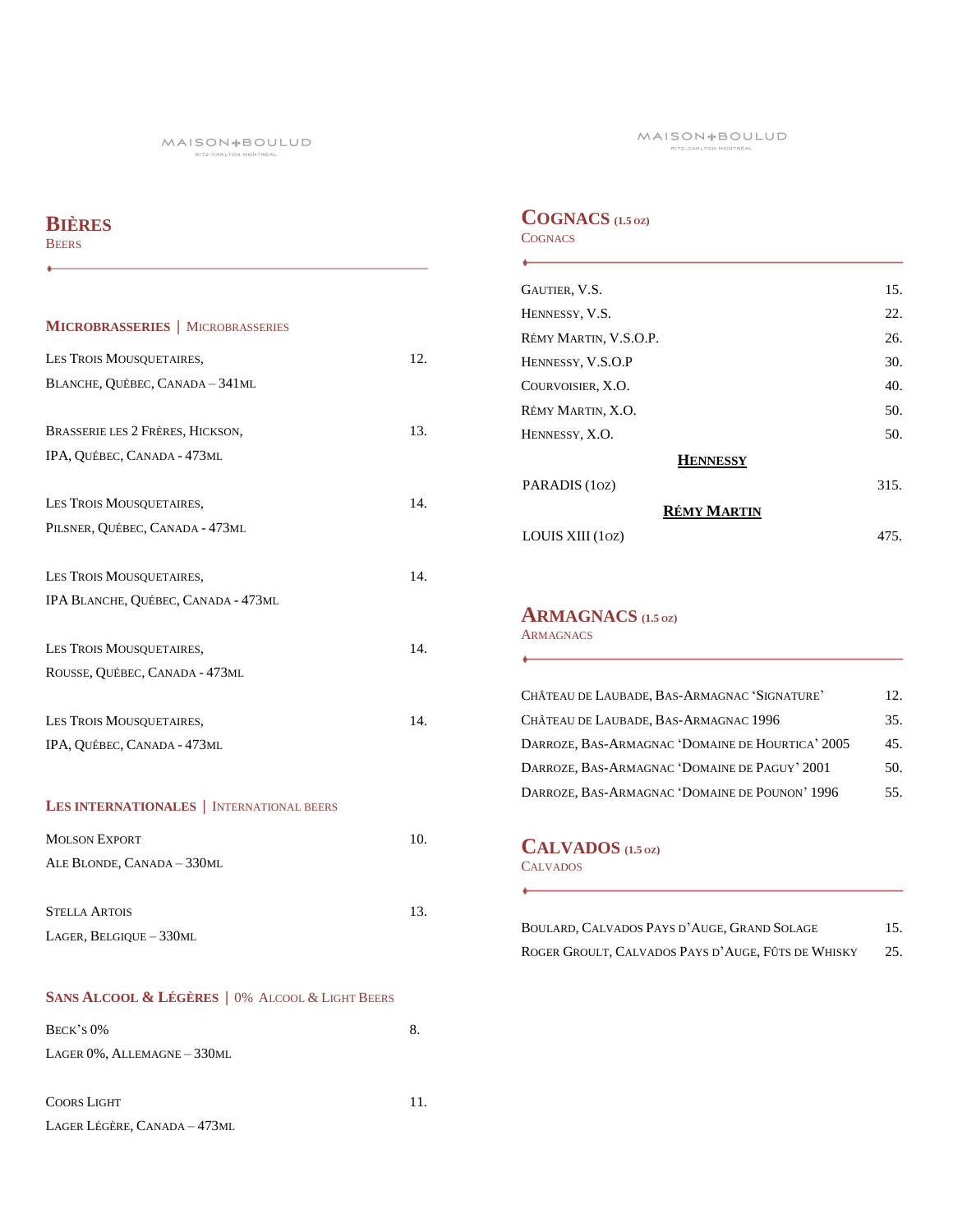# Bières
Beers

## Microbrasseries | Microbrasseries

| | |
|---|---|
| Les Trois Mousquetaires,<br>Blanche, Québec, Canada – 341ml | 12. |
| Brasserie les 2 Frères, Hickson,<br>IPA, Québec, Canada - 473ml | 13. |
| Les Trois Mousquetaires,<br>Pilsner, Québec, Canada - 473ml | 14. |
| Les Trois Mousquetaires,<br>IPA Blanche, Québec, Canada - 473ml | 14. |
| Les Trois Mousquetaires,<br>Rousse, Québec, Canada - 473ml | 14. |
| Les Trois Mousquetaires,<br>IPA, Québec, Canada - 473ml | 14. |

## Les Internationales | International beers

| | |
|---|---|
| Molson Export<br>Ale Blonde, Canada – 330ml | 10. |
| Stella Artois<br>Lager, Belgique – 330ml | 13. |

## Sans Alcool & Légères | 0% Alcool & Light Beers

| | |
|---|---|
| Beck's 0%<br>Lager 0%, Allemagne – 330ml | 8. |
| Coors Light<br>Lager Légère, Canada – 473ml | 11. |

# Cognacs (1.5 oz)
Cognacs

| | |
|---|---|
| Gautier, V.S. | 15. |
| Hennessy, V.S. | 22. |
| Rémy Martin, V.S.O.P. | 26. |
| Hennessy, V.S.O.P | 30. |
| Courvoisier, X.O. | 40. |
| Rémy Martin, X.O. | 50. |
| Hennessy, X.O. | 50. |

**Hennessy**

| | |
|---|---|
| PARADIS (1oz) | 315. |

**Rémy Martin**

| | |
|---|---|
| LOUIS XIII (1oz) | 475. |

# Armagnacs (1.5 oz)
Armagnacs

| | |
|---|---|
| Château de Laubade, Bas-Armagnac 'Signature' | 12. |
| Château de Laubade, Bas-Armagnac 1996 | 35. |
| Darroze, Bas-Armagnac 'Domaine de Hourtica' 2005 | 45. |
| Darroze, Bas-Armagnac 'Domaine de Paguy' 2001 | 50. |
| Darroze, Bas-Armagnac 'Domaine de Pounon' 1996 | 55. |

# Calvados (1.5 oz)
Calvados

| | |
|---|---|
| Boulard, Calvados Pays d'Auge, Grand Solage | 15. |
| Roger Groult, Calvados Pays d'Auge, Fûts de Whisky | 25. |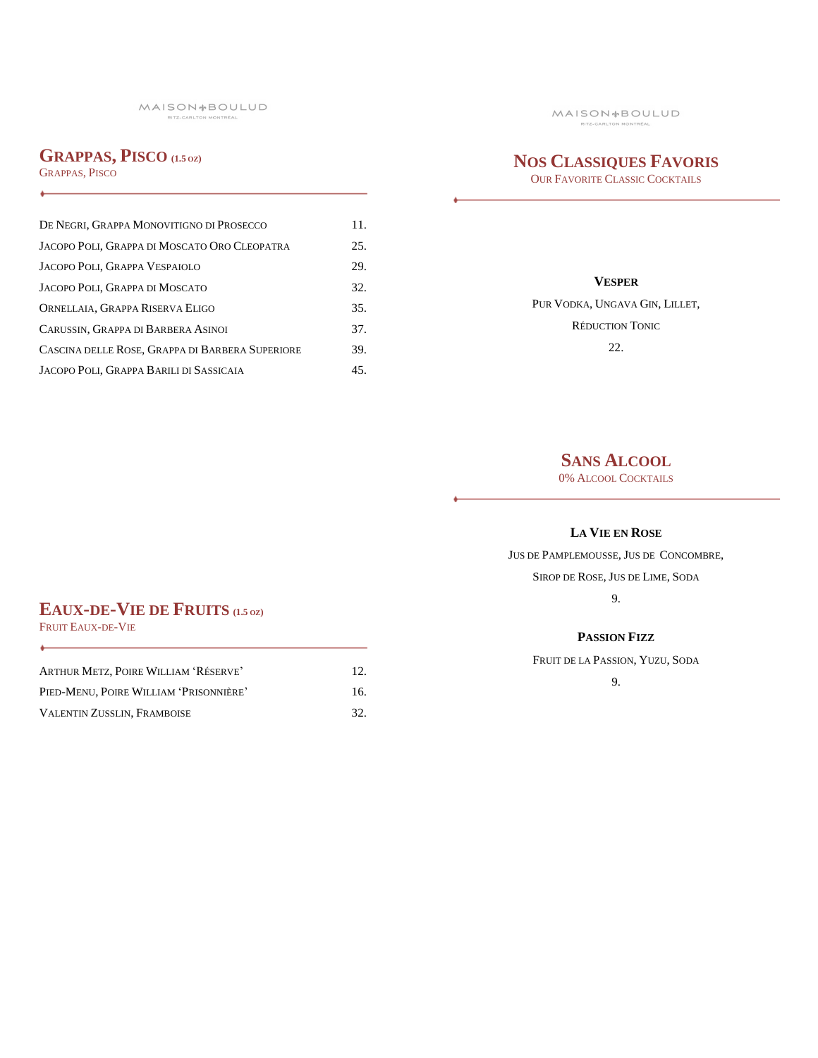## Grappas, Pisco (1.5 oz)

Grappas, Pisco

| | |
|---|---|
| De Negri, Grappa Monovitigno di Prosecco | 11. |
| Jacopo Poli, Grappa di Moscato Oro Cleopatra | 25. |
| Jacopo Poli, Grappa Vespaiolo | 29. |
| Jacopo Poli, Grappa di Moscato | 32. |
| Ornellaia, Grappa Riserva Eligo | 35. |
| Carussin, Grappa di Barbera Asinoi | 37. |
| Cascina delle Rose, Grappa di Barbera Superiore | 39. |
| Jacopo Poli, Grappa Barili di Sassicaia | 45. |

## Eaux-de-Vie de Fruits (1.5 oz)

Fruit Eaux-de-Vie

| | |
|---|---|
| Arthur Metz, Poire William 'Réserve' | 12. |
| Pied-Menu, Poire William 'Prisonnière' | 16. |
| Valentin Zusslin, Framboise | 32. |

## Nos Classiques Favoris

Our Favorite Classic Cocktails

**Vesper**

Pur Vodka, Ungava Gin, Lillet,

Réduction Tonic

22.

## Sans Alcool

0% Alcool Cocktails

**La Vie en Rose**

Jus de Pamplemousse, Jus de Concombre,

Sirop de Rose, Jus de Lime, Soda

9.

**Passion Fizz**

Fruit de la Passion, Yuzu, Soda

9.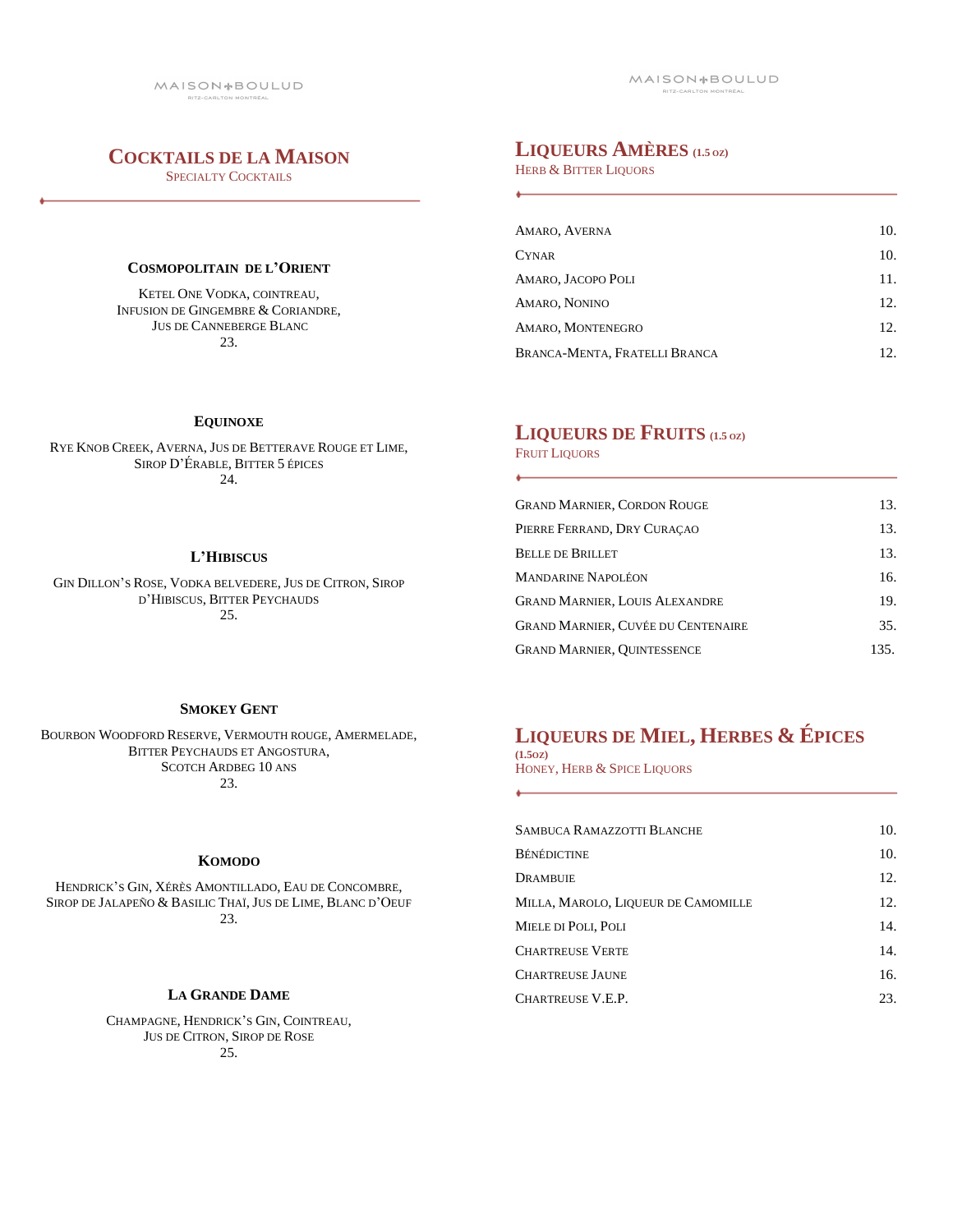## Cocktails de la Maison

Specialty Cocktails

### Cosmopolitain de l'Orient

Ketel One Vodka, Cointreau, Infusion de Gingembre & Coriandre, Jus de Canneberge Blanc

23.

### Equinoxe

Rye Knob Creek, Averna, Jus de Betterave Rouge et Lime, Sirop d'Érable, Bitter 5 épices

24.

### L'Hibiscus

Gin Dillon's Rose, Vodka belvedere, Jus de Citron, Sirop d'Hibiscus, Bitter Peychauds

25.

### Smokey Gent

Bourbon Woodford Reserve, Vermouth rouge, Amermelade, Bitter Peychauds et Angostura, Scotch Ardbeg 10 ans

23.

### Komodo

Hendrick's Gin, Xérès Amontillado, Eau de Concombre, Sirop de Jalapeño & Basilic Thaï, Jus de Lime, Blanc d'Oeuf

23.

### La Grande Dame

Champagne, Hendrick's Gin, Cointreau, Jus de Citron, Sirop de Rose

25.

## Liqueurs Amères (1.5 oz)

Herb & Bitter Liquors

| | |
|---|---|
| Amaro, Averna | 10. |
| Cynar | 10. |
| Amaro, Jacopo Poli | 11. |
| Amaro, Nonino | 12. |
| Amaro, Montenegro | 12. |
| Branca-Menta, Fratelli Branca | 12. |

## Liqueurs de Fruits (1.5 oz)

Fruit Liquors

| | |
|---|---|
| Grand Marnier, Cordon Rouge | 13. |
| Pierre Ferrand, Dry Curaçao | 13. |
| Belle de Brillet | 13. |
| Mandarine Napoléon | 16. |
| Grand Marnier, Louis Alexandre | 19. |
| Grand Marnier, Cuvée du Centenaire | 35. |
| Grand Marnier, Quintessence | 135. |

## Liqueurs de Miel, Herbes & Épices (1.5oz)

Honey, Herb & Spice Liquors

| | |
|---|---|
| Sambuca Ramazzotti Blanche | 10. |
| Bénédictine | 10. |
| Drambuie | 12. |
| Milla, Marolo, Liqueur de Camomille | 12. |
| Miele di Poli, Poli | 14. |
| Chartreuse Verte | 14. |
| Chartreuse Jaune | 16. |
| Chartreuse V.E.P. | 23. |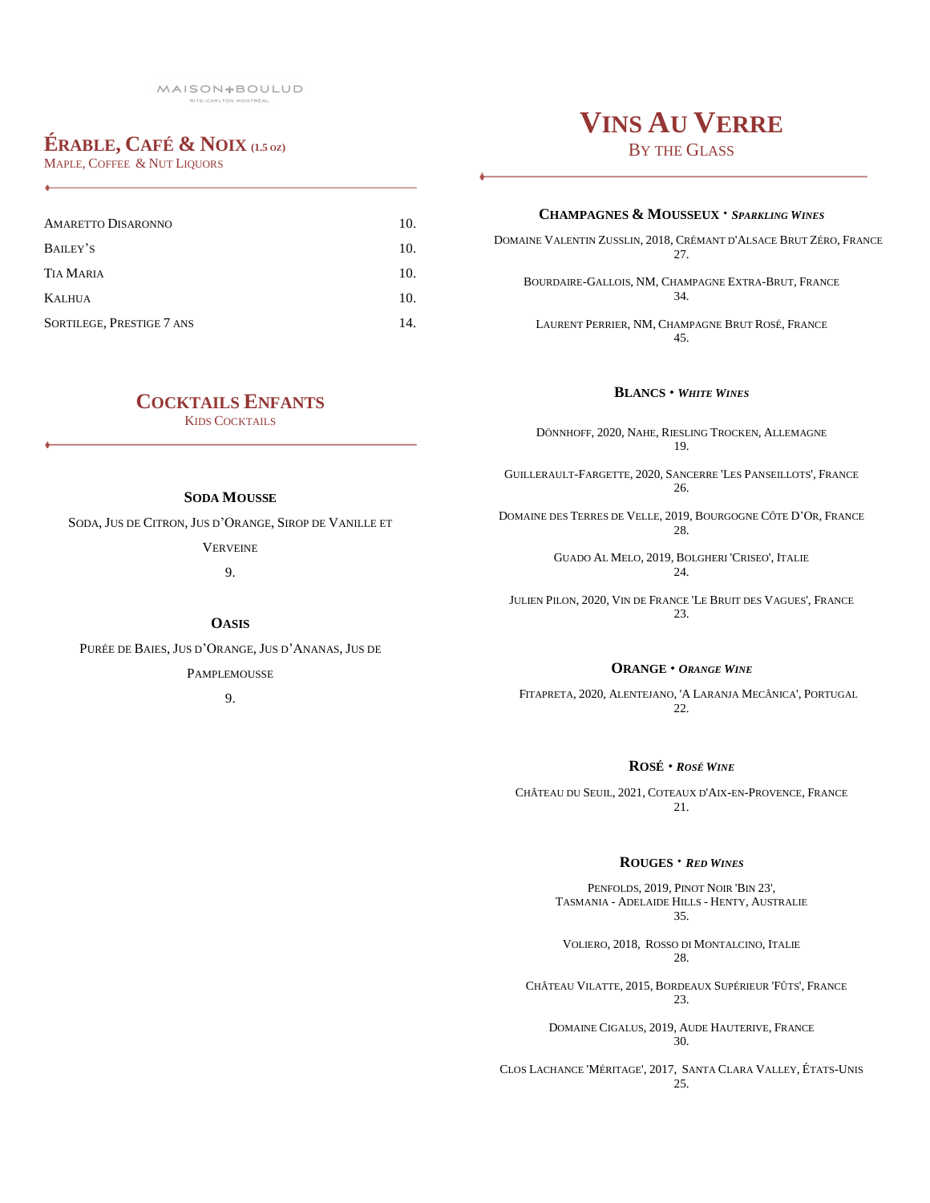MAISON BOULUD
RITZ-CARLTON MONTRÉAL

## Érable, Café & Noix (1.5 oz)

Maple, Coffee & Nut Liquors

| | |
|---|---|
| Amaretto Disaronno | 10. |
| Bailey's | 10. |
| Tia Maria | 10. |
| Kalhua | 10. |
| Sortilege, Prestige 7 ans | 14. |

## Cocktails Enfants

Kids Cocktails

### Soda Mousse

Soda, Jus de Citron, Jus d'Orange, Sirop de Vanille et Verveine

9.

### Oasis

Purée de Baies, Jus d'Orange, Jus d'Ananas, Jus de Pamplemousse

9.

# Vins au Verre

By the Glass

### Champagnes & Mousseux • *Sparkling Wines*

Domaine Valentin Zusslin, 2018, Crémant d'Alsace Brut Zéro, France
27.

Bourdaire-Gallois, NM, Champagne Extra-Brut, France
34.

Laurent Perrier, NM, Champagne Brut Rosé, France
45.

### Blancs • *White Wines*

Dönnhoff, 2020, Nahe, Riesling Trocken, Allemagne
19.

Guillerault-Fargette, 2020, Sancerre 'Les Panseillots', France
26.

Domaine des Terres de Velle, 2019, Bourgogne Côte D'Or, France
28.

Guado Al Melo, 2019, Bolgheri 'Criseo', Italie
24.

Julien Pilon, 2020, Vin de France 'Le Bruit des Vagues', France
23.

### Orange • *Orange Wine*

Fitapreta, 2020, Alentejano, 'A Laranja Mecânica', Portugal
22.

### Rosé • *Rosé Wine*

Château du Seuil, 2021, Coteaux d'Aix-en-Provence, France
21.

### Rouges • *Red Wines*

Penfolds, 2019, Pinot Noir 'Bin 23',
Tasmania - Adelaide Hills - Henty, Australie
35.

Voliero, 2018, Rosso di Montalcino, Italie
28.

Château Vilatte, 2015, Bordeaux Supérieur 'Fûts', France
23.

Domaine Cigalus, 2019, Aude Hauterive, France
30.

Clos LaChance 'Méritage', 2017, Santa Clara Valley, États-Unis
25.